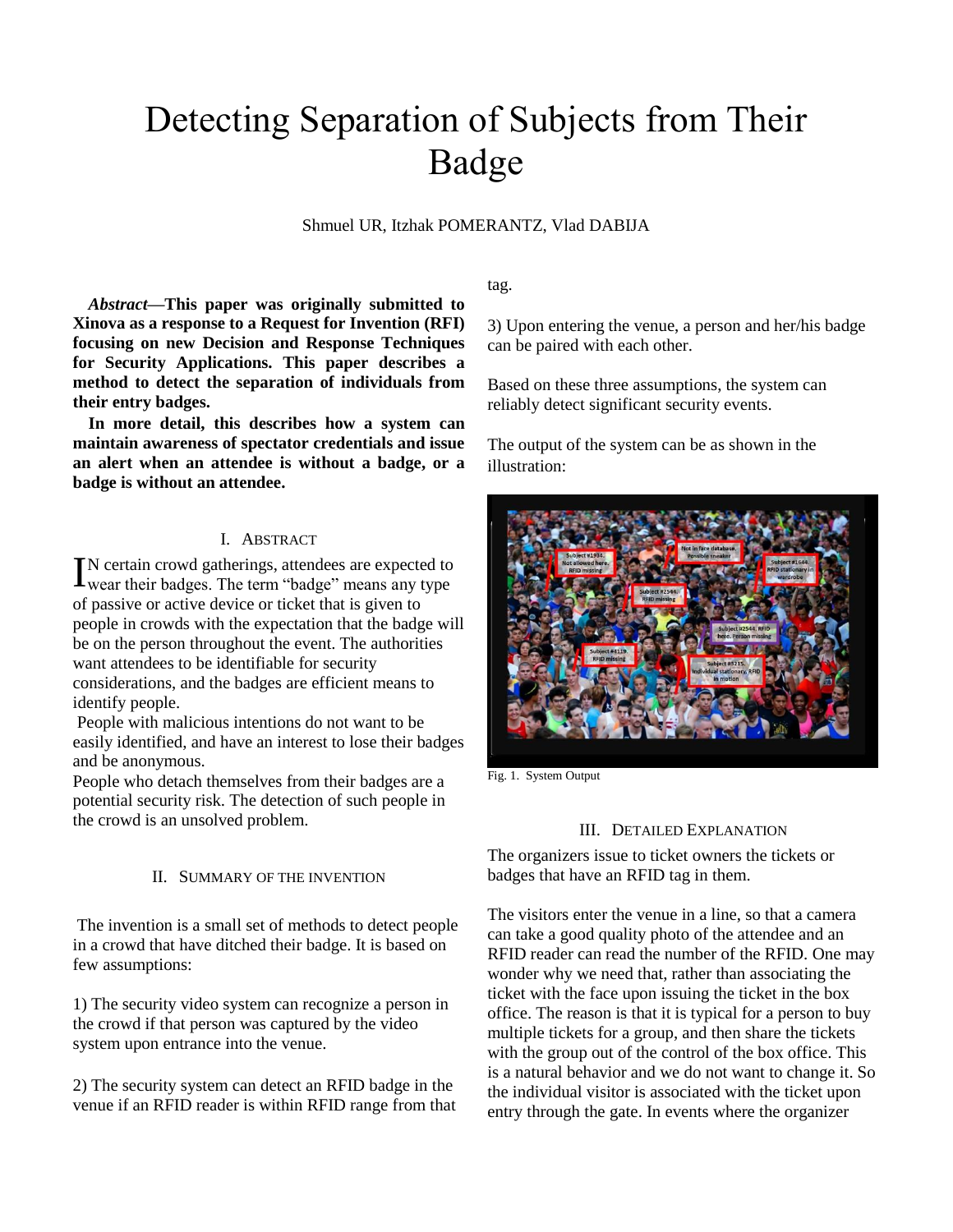# Detecting Separation of Subjects from Their Badge

Shmuel UR, Itzhak POMERANTZ, Vlad DABIJA

***Abstract*—This paper was originally submitted to Xinova as a response to a Request for Invention (RFI) focusing on new Decision and Response Techniques for Security Applications. This paper describes a method to detect the separation of individuals from their entry badges.**

**In more detail, this describes how a system can maintain awareness of spectator credentials and issue an alert when an attendee is without a badge, or a badge is without an attendee.**

## I. Abstract

In certain crowd gatherings, attendees are expected to wear their badges. The term "badge" means any type of passive or active device or ticket that is given to people in crowds with the expectation that the badge will be on the person throughout the event. The authorities want attendees to be identifiable for security considerations, and the badges are efficient means to identify people.

People with malicious intentions do not want to be easily identified, and have an interest to lose their badges and be anonymous.

People who detach themselves from their badges are a potential security risk. The detection of such people in the crowd is an unsolved problem.

## II. Summary of the Invention

The invention is a small set of methods to detect people in a crowd that have ditched their badge. It is based on few assumptions:

1) The security video system can recognize a person in the crowd if that person was captured by the video system upon entrance into the venue.

2) The security system can detect an RFID badge in the venue if an RFID reader is within RFID range from that tag.

3) Upon entering the venue, a person and her/his badge can be paired with each other.

Based on these three assumptions, the system can reliably detect significant security events.

The output of the system can be as shown in the illustration:

Fig. 1. System Output

## III. Detailed Explanation

The organizers issue to ticket owners the tickets or badges that have an RFID tag in them.

The visitors enter the venue in a line, so that a camera can take a good quality photo of the attendee and an RFID reader can read the number of the RFID. One may wonder why we need that, rather than associating the ticket with the face upon issuing the ticket in the box office. The reason is that it is typical for a person to buy multiple tickets for a group, and then share the tickets with the group out of the control of the box office. This is a natural behavior and we do not want to change it. So the individual visitor is associated with the ticket upon entry through the gate. In events where the organizer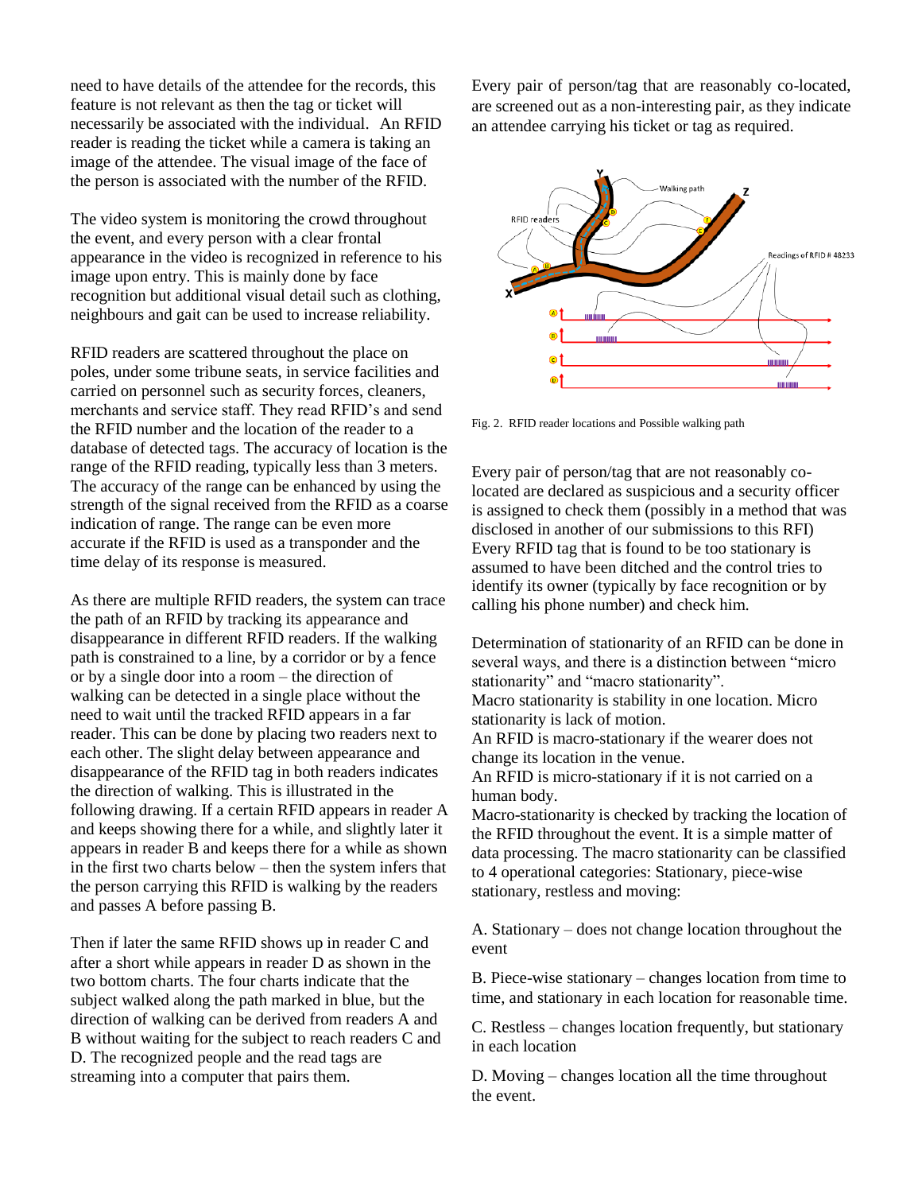need to have details of the attendee for the records, this feature is not relevant as then the tag or ticket will necessarily be associated with the individual. An RFID reader is reading the ticket while a camera is taking an image of the attendee. The visual image of the face of the person is associated with the number of the RFID.

The video system is monitoring the crowd throughout the event, and every person with a clear frontal appearance in the video is recognized in reference to his image upon entry. This is mainly done by face recognition but additional visual detail such as clothing, neighbours and gait can be used to increase reliability.

RFID readers are scattered throughout the place on poles, under some tribune seats, in service facilities and carried on personnel such as security forces, cleaners, merchants and service staff. They read RFID's and send the RFID number and the location of the reader to a database of detected tags. The accuracy of location is the range of the RFID reading, typically less than 3 meters. The accuracy of the range can be enhanced by using the strength of the signal received from the RFID as a coarse indication of range. The range can be even more accurate if the RFID is used as a transponder and the time delay of its response is measured.

As there are multiple RFID readers, the system can trace the path of an RFID by tracking its appearance and disappearance in different RFID readers. If the walking path is constrained to a line, by a corridor or by a fence or by a single door into a room – the direction of walking can be detected in a single place without the need to wait until the tracked RFID appears in a far reader. This can be done by placing two readers next to each other. The slight delay between appearance and disappearance of the RFID tag in both readers indicates the direction of walking. This is illustrated in the following drawing. If a certain RFID appears in reader A and keeps showing there for a while, and slightly later it appears in reader B and keeps there for a while as shown in the first two charts below – then the system infers that the person carrying this RFID is walking by the readers and passes A before passing B.

Then if later the same RFID shows up in reader C and after a short while appears in reader D as shown in the two bottom charts. The four charts indicate that the subject walked along the path marked in blue, but the direction of walking can be derived from readers A and B without waiting for the subject to reach readers C and D. The recognized people and the read tags are streaming into a computer that pairs them.

Every pair of person/tag that are reasonably co-located, are screened out as a non-interesting pair, as they indicate an attendee carrying his ticket or tag as required.

Fig. 2. RFID reader locations and Possible walking path

Every pair of person/tag that are not reasonably co-located are declared as suspicious and a security officer is assigned to check them (possibly in a method that was disclosed in another of our submissions to this RFI) Every RFID tag that is found to be too stationary is assumed to have been ditched and the control tries to identify its owner (typically by face recognition or by calling his phone number) and check him.

Determination of stationarity of an RFID can be done in several ways, and there is a distinction between "micro stationarity" and "macro stationarity".
Macro stationarity is stability in one location. Micro stationarity is lack of motion.
An RFID is macro-stationary if the wearer does not change its location in the venue.
An RFID is micro-stationary if it is not carried on a human body.
Macro-stationarity is checked by tracking the location of the RFID throughout the event. It is a simple matter of data processing. The macro stationarity can be classified to 4 operational categories: Stationary, piece-wise stationary, restless and moving:

A. Stationary – does not change location throughout the event

B. Piece-wise stationary – changes location from time to time, and stationary in each location for reasonable time.

C. Restless – changes location frequently, but stationary in each location

D. Moving – changes location all the time throughout the event.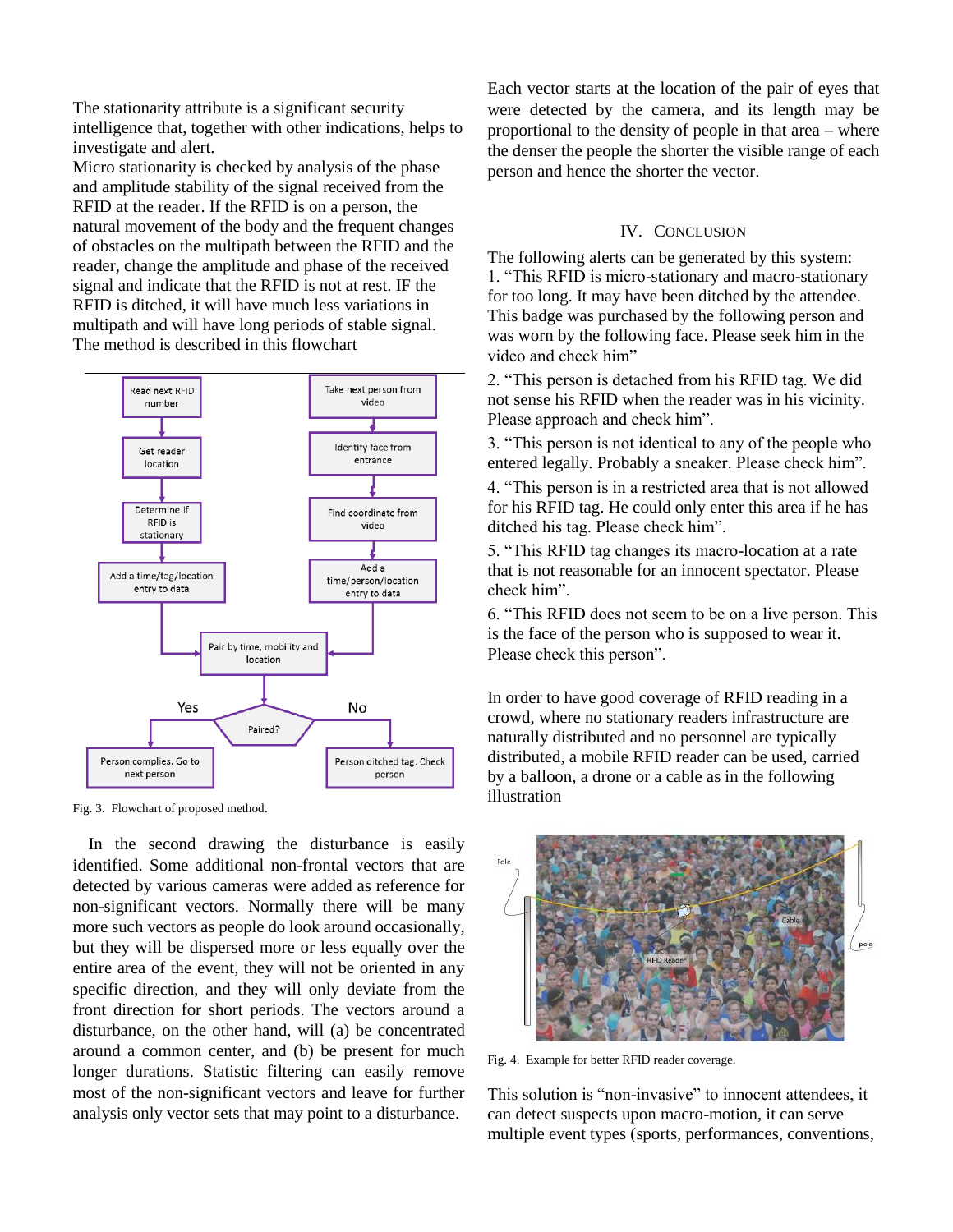The stationarity attribute is a significant security intelligence that, together with other indications, helps to investigate and alert.

Micro stationarity is checked by analysis of the phase and amplitude stability of the signal received from the RFID at the reader. If the RFID is on a person, the natural movement of the body and the frequent changes of obstacles on the multipath between the RFID and the reader, change the amplitude and phase of the received signal and indicate that the RFID is not at rest. IF the RFID is ditched, it will have much less variations in multipath and will have long periods of stable signal. The method is described in this flowchart

Fig. 3. Flowchart of proposed method.

In the second drawing the disturbance is easily identified. Some additional non-frontal vectors that are detected by various cameras were added as reference for non-significant vectors. Normally there will be many more such vectors as people do look around occasionally, but they will be dispersed more or less equally over the entire area of the event, they will not be oriented in any specific direction, and they will only deviate from the front direction for short periods. The vectors around a disturbance, on the other hand, will (a) be concentrated around a common center, and (b) be present for much longer durations. Statistic filtering can easily remove most of the non-significant vectors and leave for further analysis only vector sets that may point to a disturbance.

Each vector starts at the location of the pair of eyes that were detected by the camera, and its length may be proportional to the density of people in that area – where the denser the people the shorter the visible range of each person and hence the shorter the vector.

## IV. Conclusion

The following alerts can be generated by this system:

1. "This RFID is micro-stationary and macro-stationary for too long. It may have been ditched by the attendee. This badge was purchased by the following person and was worn by the following face. Please seek him in the video and check him"

2. "This person is detached from his RFID tag. We did not sense his RFID when the reader was in his vicinity. Please approach and check him".

3. "This person is not identical to any of the people who entered legally. Probably a sneaker. Please check him".

4. "This person is in a restricted area that is not allowed for his RFID tag. He could only enter this area if he has ditched his tag. Please check him".

5. "This RFID tag changes its macro-location at a rate that is not reasonable for an innocent spectator. Please check him".

6. "This RFID does not seem to be on a live person. This is the face of the person who is supposed to wear it. Please check this person".

In order to have good coverage of RFID reading in a crowd, where no stationary readers infrastructure are naturally distributed and no personnel are typically distributed, a mobile RFID reader can be used, carried by a balloon, a drone or a cable as in the following illustration

Fig. 4. Example for better RFID reader coverage.

This solution is "non-invasive" to innocent attendees, it can detect suspects upon macro-motion, it can serve multiple event types (sports, performances, conventions,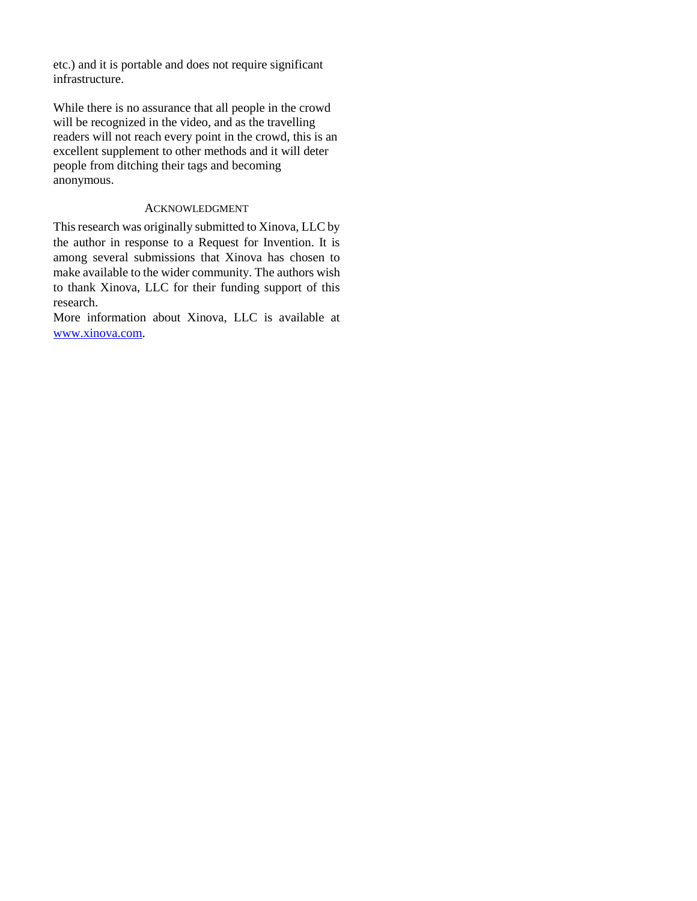etc.) and it is portable and does not require significant infrastructure.

While there is no assurance that all people in the crowd will be recognized in the video, and as the travelling readers will not reach every point in the crowd, this is an excellent supplement to other methods and it will deter people from ditching their tags and becoming anonymous.

## ACKNOWLEDGMENT

This research was originally submitted to Xinova, LLC by the author in response to a Request for Invention. It is among several submissions that Xinova has chosen to make available to the wider community. The authors wish to thank Xinova, LLC for their funding support of this research.

More information about Xinova, LLC is available at [www.xinova.com](http://www.xinova.com).